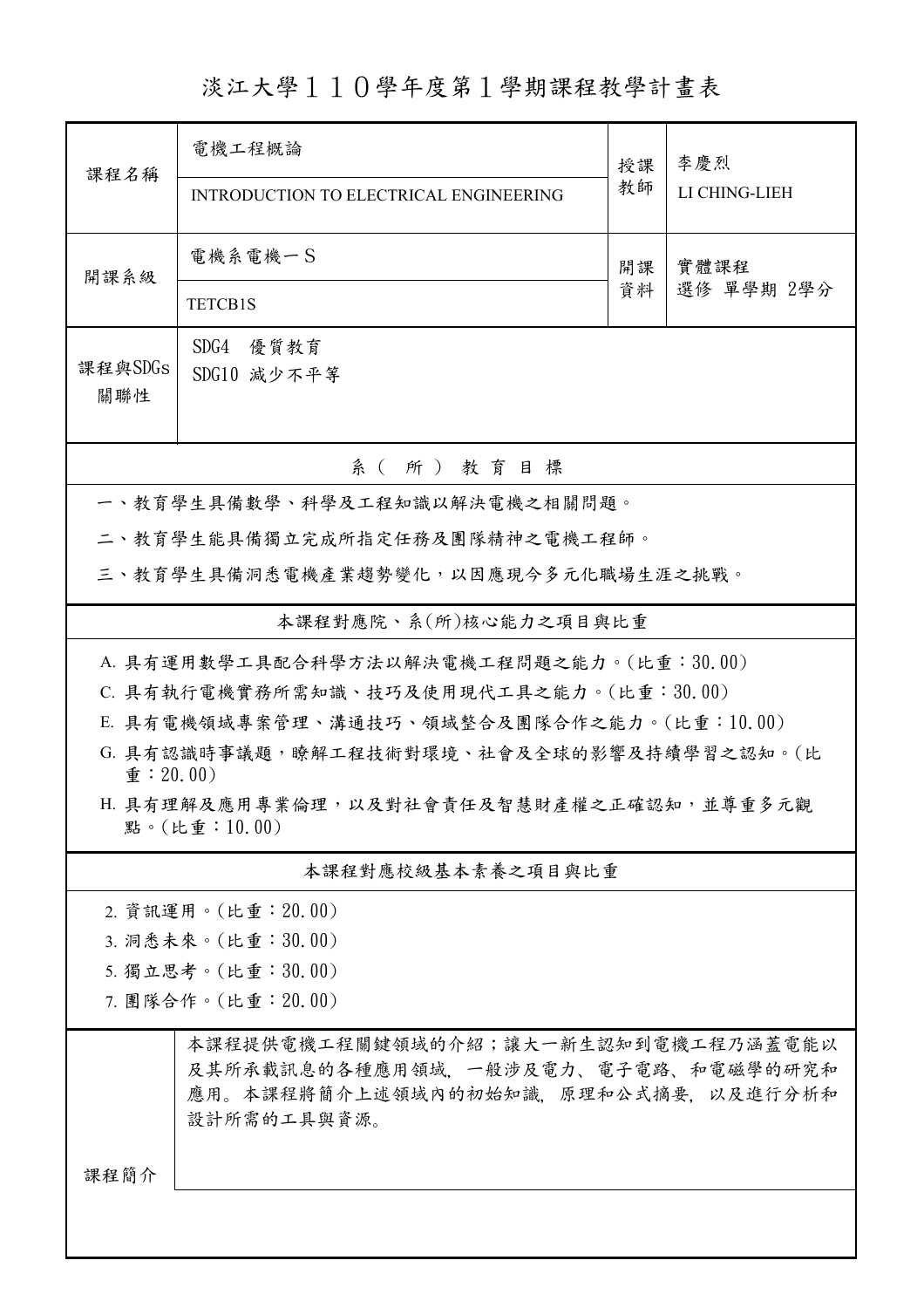# 淡江大學１１０學年度第１學期課程教學計畫表

| 課程名稱 | 電機工程概論<br>INTRODUCTION TO ELECTRICAL ENGINEERING | 授課教師 | 李慶烈<br>LI CHING-LIEH |
| --- | --- | --- | --- |
| 開課系級 | 電機系電機一Ｓ<br>TETCB1S | 開課資料 | 實體課程<br>選修 單學期 2學分 |
| 課程與SDGs關聯性 | SDG4　優質教育<br>SDG10 減少不平等 | | |

## 系（所）教育目標

一、教育學生具備數學、科學及工程知識以解決電機之相關問題。

二、教育學生能具備獨立完成所指定任務及團隊精神之電機工程師。

三、教育學生具備洞悉電機產業趨勢變化，以因應現今多元化職場生涯之挑戰。

## 本課程對應院、系(所)核心能力之項目與比重

A. 具有運用數學工具配合科學方法以解決電機工程問題之能力。(比重：30.00)

C. 具有執行電機實務所需知識、技巧及使用現代工具之能力。(比重：30.00)

E. 具有電機領域專案管理、溝通技巧、領域整合及團隊合作之能力。(比重：10.00)

G. 具有認識時事議題，瞭解工程技術對環境、社會及全球的影響及持續學習之認知。(比重：20.00)

H. 具有理解及應用專業倫理，以及對社會責任及智慧財產權之正確認知，並尊重多元觀點。(比重：10.00)

## 本課程對應校級基本素養之項目與比重

2. 資訊運用。(比重：20.00)
3. 洞悉未來。(比重：30.00)
5. 獨立思考。(比重：30.00)
7. 團隊合作。(比重：20.00)

## 課程簡介

本課程提供電機工程關鍵領域的介紹；讓大一新生認知到電機工程乃涵蓋電能以及其所承載訊息的各種應用領域, 一般涉及電力、電子電路、和電磁學的研究和應用。本課程將簡介上述領域內的初始知識, 原理和公式摘要, 以及進行分析和設計所需的工具與資源。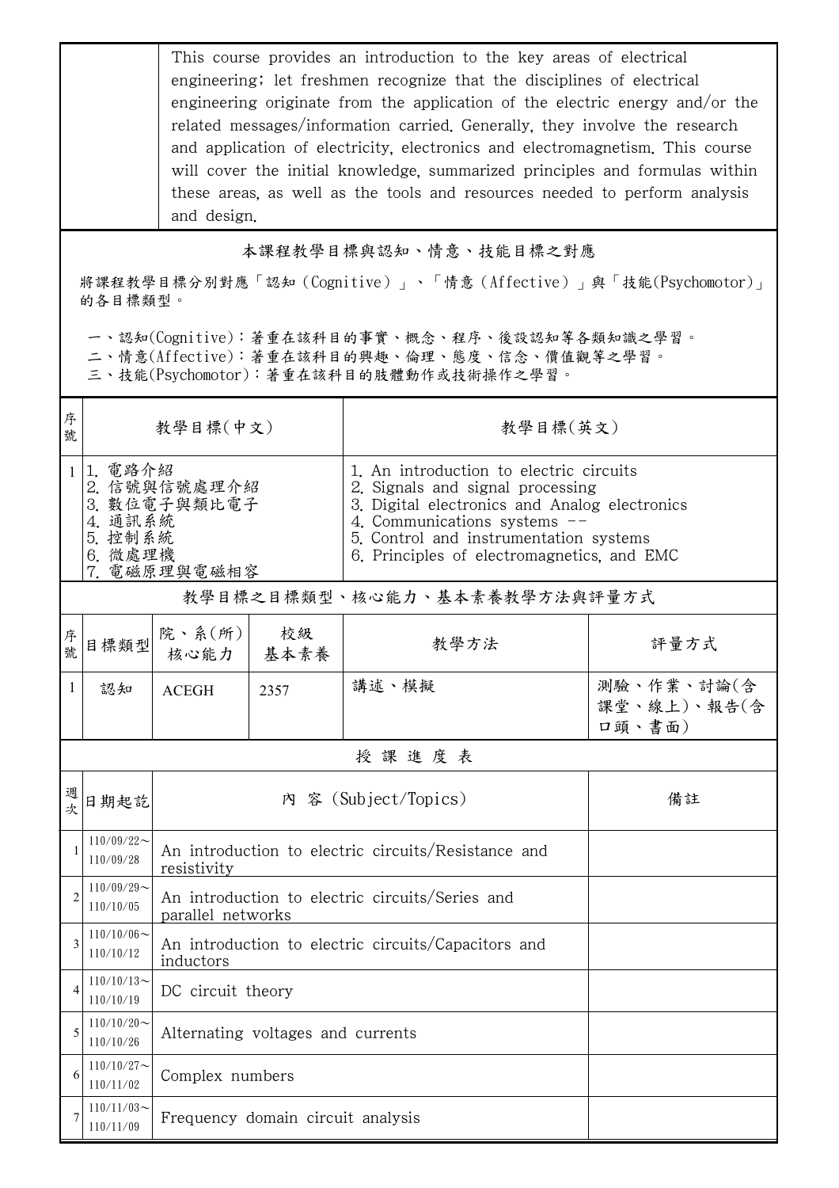| | This course provides an introduction to the key areas of electrical engineering; let freshmen recognize that the disciplines of electrical engineering originate from the application of the electric energy and/or the related messages/information carried. Generally, they involve the research and application of electricity, electronics and electromagnetism. This course will cover the initial knowledge, summarized principles and formulas within these areas, as well as the tools and resources needed to perform analysis and design. |
|---|---|

## 本課程教學目標與認知、情意、技能目標之對應

將課程教學目標分別對應「認知（Cognitive）」、「情意（Affective）」與「技能(Psychomotor)」的各目標類型。

一、認知(Cognitive)：著重在該科目的事實、概念、程序、後設認知等各類知識之學習。
二、情意(Affective)：著重在該科目的興趣、倫理、態度、信念、價值觀等之學習。
三、技能(Psychomotor)：著重在該科目的肢體動作或技術操作之學習。

| 序號 | 教學目標(中文) | 教學目標(英文) |
|---|---|---|
| 1 | 1. 電路介紹<br>2. 信號與信號處理介紹<br>3. 數位電子與類比電子<br>4. 通訊系統<br>5. 控制系統<br>6. 微處理機<br>7. 電磁原理與電磁相容 | 1. An introduction to electric circuits<br>2. Signals and signal processing<br>3. Digital electronics and Analog electronics<br>4. Communications systems --<br>5. Control and instrumentation systems<br>6. Principles of electromagnetics, and EMC |

## 教學目標之目標類型、核心能力、基本素養教學方法與評量方式

| 序號 | 目標類型 | 院、系(所)核心能力 | 校級基本素養 | 教學方法 | 評量方式 |
|---|---|---|---|---|---|
| 1 | 認知 | ACEGH | 2357 | 講述、模擬 | 測驗、作業、討論(含課堂、線上)、報告(含口頭、書面) |

## 授課進度表

| 週次 | 日期起訖 | 內 容 (Subject/Topics) | 備註 |
|---|---|---|---|
| 1 | 110/09/22～110/09/28 | An introduction to electric circuits/Resistance and resistivity | |
| 2 | 110/09/29～110/10/05 | An introduction to electric circuits/Series and parallel networks | |
| 3 | 110/10/06～110/10/12 | An introduction to electric circuits/Capacitors and inductors | |
| 4 | 110/10/13～110/10/19 | DC circuit theory | |
| 5 | 110/10/20～110/10/26 | Alternating voltages and currents | |
| 6 | 110/10/27～110/11/02 | Complex numbers | |
| 7 | 110/11/03～110/11/09 | Frequency domain circuit analysis | |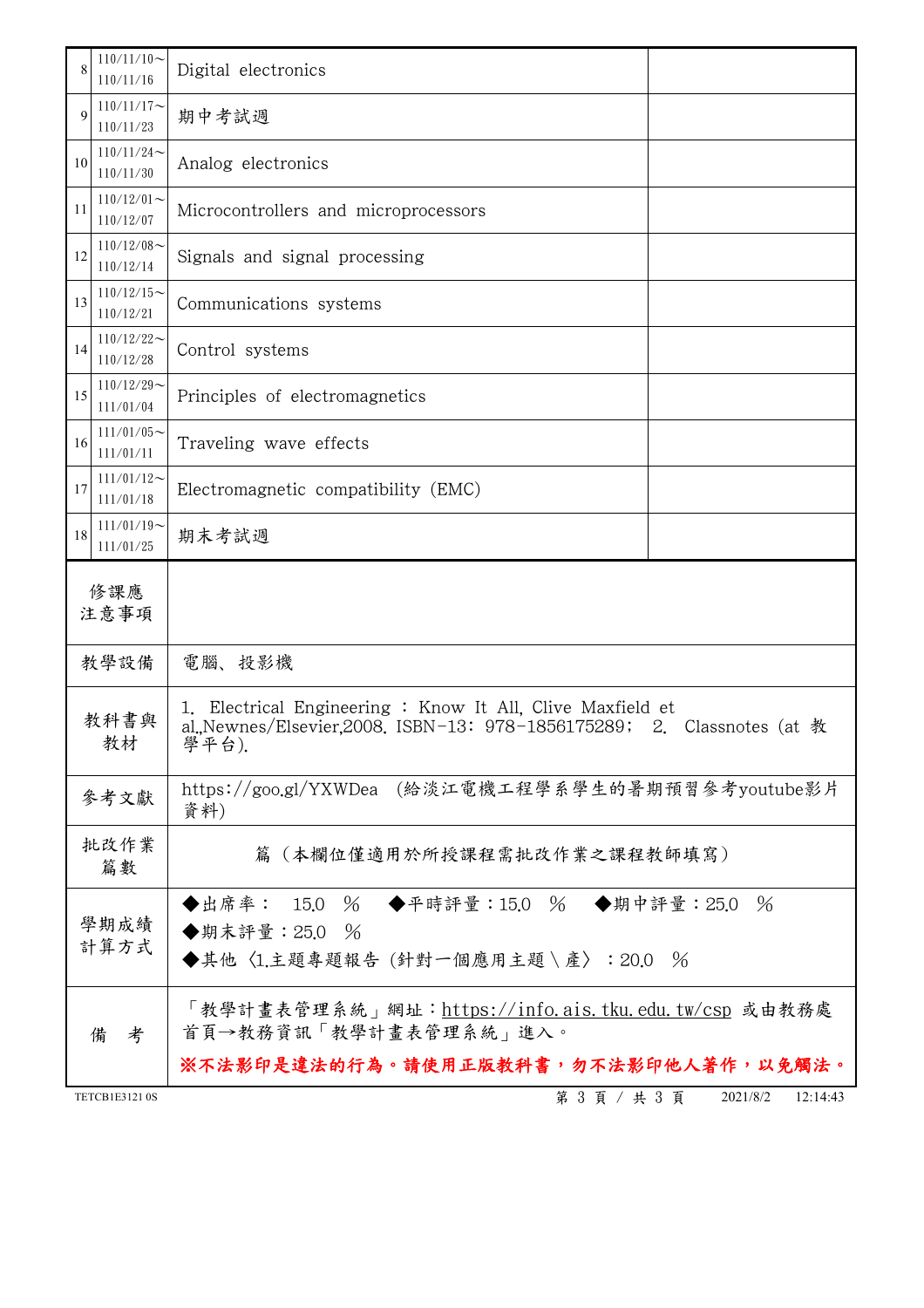| | | | |
|---|---|---|---|
| 8 | 110/11/10～<br>110/11/16 | Digital electronics | |
| 9 | 110/11/17～<br>110/11/23 | 期中考試週 | |
| 10 | 110/11/24～<br>110/11/30 | Analog electronics | |
| 11 | 110/12/01～<br>110/12/07 | Microcontrollers and microprocessors | |
| 12 | 110/12/08～<br>110/12/14 | Signals and signal processing | |
| 13 | 110/12/15～<br>110/12/21 | Communications systems | |
| 14 | 110/12/22～<br>110/12/28 | Control systems | |
| 15 | 110/12/29～<br>111/01/04 | Principles of electromagnetics | |
| 16 | 111/01/05～<br>111/01/11 | Traveling wave effects | |
| 17 | 111/01/12～<br>111/01/18 | Electromagnetic compatibility (EMC) | |
| 18 | 111/01/19～<br>111/01/25 | 期末考試週 | |

| | |
|---|---|
| 修課應注意事項 | |
| 教學設備 | 電腦、投影機 |
| 教科書與教材 | 1. Electrical Engineering : Know It All, Clive Maxfield et al.,Newnes/Elsevier,2008. ISBN-13: 978-1856175289; 2. Classnotes (at 教學平台). |
| 參考文獻 | https://goo.gl/YXWDea (給淡江電機工程學系學生的暑期預習參考youtube影片資料) |
| 批改作業篇數 | 篇(本欄位僅適用於所授課程需批改作業之課程教師填寫) |
| 學期成績計算方式 | ◆出席率： 15.0 % ◆平時評量：15.0 % ◆期中評量：25.0 %<br>◆期末評量：25.0 %<br>◆其他〈1.主題專題報告 (針對一個應用主題\產〉：20.0 % |
| 備　考 | 「教學計畫表管理系統」網址：https://info.ais.tku.edu.tw/csp 或由教務處首頁→教務資訊「教學計畫表管理系統」進入。<br>**※不法影印是違法的行為。請使用正版教科書，勿不法影印他人著作，以免觸法。** |

TETCB1E3121 0S　　2021/8/2　12:14:43